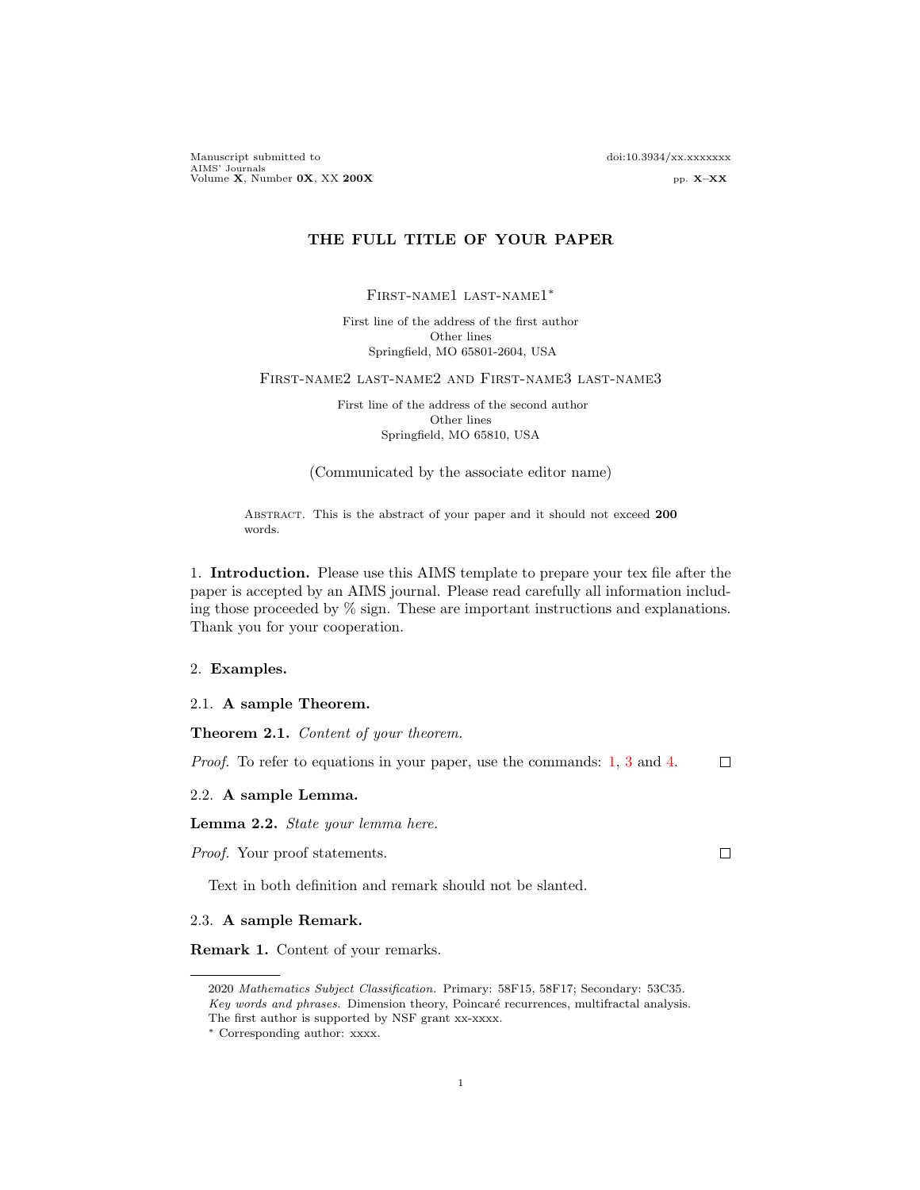# THE FULL TITLE OF YOUR PAPER

First-name1 last-name1*

First line of the address of the first author
Other lines
Springfield, MO 65801-2604, USA

First-name2 last-name2 and First-name3 last-name3

First line of the address of the second author
Other lines
Springfield, MO 65810, USA

(Communicated by the associate editor name)

Abstract. This is the abstract of your paper and it should not exceed **200** words.

## 1. Introduction.

Please use this AIMS template to prepare your tex file after the paper is accepted by an AIMS journal. Please read carefully all information including those proceeded by % sign. These are important instructions and explanations. Thank you for your cooperation.

## 2. Examples.

### 2.1. A sample Theorem.

**Theorem 2.1.** *Content of your theorem.*

*Proof.* To refer to equations in your paper, use the commands: 1, 3 and 4. □

### 2.2. A sample Lemma.

**Lemma 2.2.** *State your lemma here.*

*Proof.* Your proof statements. □

Text in both definition and remark should not be slanted.

### 2.3. A sample Remark.

**Remark 1.** Content of your remarks.

---

2020 *Mathematics Subject Classification.* Primary: 58F15, 58F17; Secondary: 53C35.
*Key words and phrases.* Dimension theory, Poincaré recurrences, multifractal analysis.
The first author is supported by NSF grant xx-xxxx.
* Corresponding author: xxxx.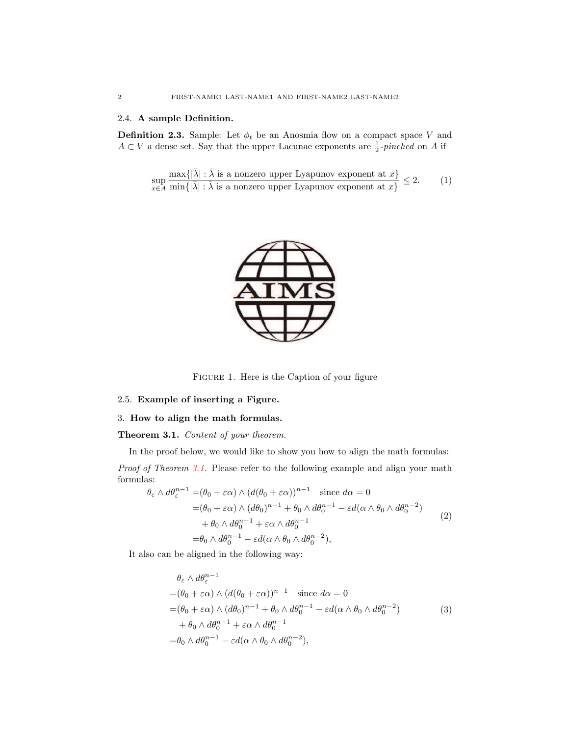### 2.4. **A sample Definition.**

**Definition 2.3.** Sample: Let $\phi_t$ be an Anosmia flow on a compact space $V$ and $A \subset V$ a dense set. Say that the upper Lacunae exponents are $\frac{1}{2}$-*pinched* on $A$ if

$$\sup_{x\in A} \frac{\max\{|\bar{\lambda}| : \bar{\lambda} \text{ is a nonzero upper Lyapunov exponent at } x\}}{\min\{|\bar{\lambda}| : \bar{\lambda} \text{ is a nonzero upper Lyapunov exponent at } x\}} \leq 2. \tag{1}$$

FIGURE 1. Here is the Caption of your figure

### 2.5. **Example of inserting a Figure.**

## 3. **How to align the math formulas.**

**Theorem 3.1.** *Content of your theorem.*

In the proof below, we would like to show you how to align the math formulas:

*Proof of Theorem 3.1.* Please refer to the following example and align your math formulas:

$$\begin{aligned}
\theta_\varepsilon \wedge d\theta_\varepsilon^{n-1} =& (\theta_0 + \varepsilon\alpha) \wedge (d(\theta_0 + \varepsilon\alpha))^{n-1} \quad \text{since } d\alpha = 0 \\
=& (\theta_0 + \varepsilon\alpha) \wedge (d\theta_0)^{n-1} + \theta_0 \wedge d\theta_0^{n-1} - \varepsilon d(\alpha \wedge \theta_0 \wedge d\theta_0^{n-2}) \\
&+ \theta_0 \wedge d\theta_0^{n-1} + \varepsilon\alpha \wedge d\theta_0^{n-1} \\
=& \theta_0 \wedge d\theta_0^{n-1} - \varepsilon d(\alpha \wedge \theta_0 \wedge d\theta_0^{n-2}),
\end{aligned} \tag{2}$$

It also can be aligned in the following way:

$$\begin{aligned}
&\theta_\varepsilon \wedge d\theta_\varepsilon^{n-1} \\
=& (\theta_0 + \varepsilon\alpha) \wedge (d(\theta_0 + \varepsilon\alpha))^{n-1} \quad \text{since } d\alpha = 0 \\
=& (\theta_0 + \varepsilon\alpha) \wedge (d\theta_0)^{n-1} + \theta_0 \wedge d\theta_0^{n-1} - \varepsilon d(\alpha \wedge \theta_0 \wedge d\theta_0^{n-2}) \\
&+ \theta_0 \wedge d\theta_0^{n-1} + \varepsilon\alpha \wedge d\theta_0^{n-1} \\
=& \theta_0 \wedge d\theta_0^{n-1} - \varepsilon d(\alpha \wedge \theta_0 \wedge d\theta_0^{n-2}),
\end{aligned} \tag{3}$$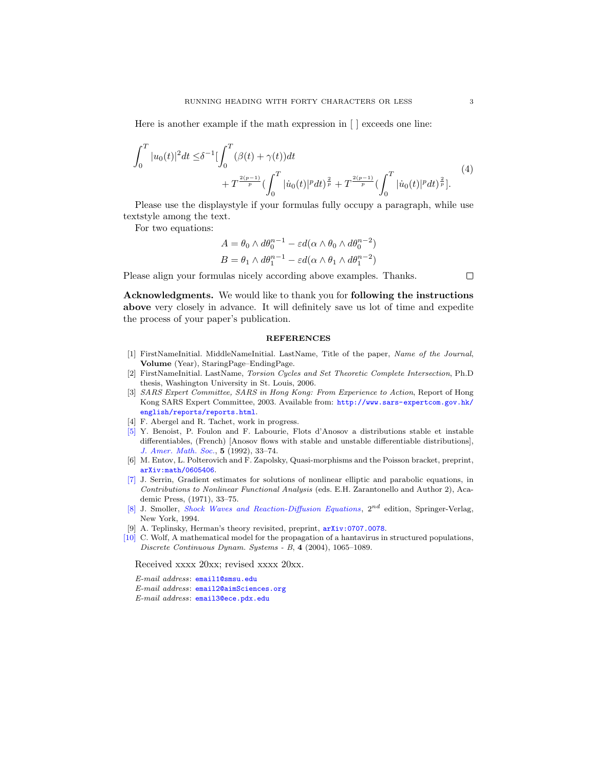Here is another example if the math expression in [ ] exceeds one line:

$$
\begin{aligned}
\int_0^T |u_0(t)|^2 dt \leq & \delta^{-1}[\int_0^T (\beta(t)+\gamma(t))dt \\
& + T^{\frac{2(p-1)}{p}}(\int_0^T |\dot{u}_0(t)|^p dt)^{\frac{2}{p}} + T^{\frac{2(p-1)}{p}}(\int_0^T |\dot{u}_0(t)|^p dt)^{\frac{2}{p}}].
\end{aligned} \tag{4}
$$

Please use the displaystyle if your formulas fully occupy a paragraph, while use textstyle among the text.

For two equations:

$$
\begin{aligned}
A &= \theta_0 \wedge d\theta_0^{n-1} - \varepsilon d(\alpha \wedge \theta_0 \wedge d\theta_0^{n-2}) \\
B &= \theta_1 \wedge d\theta_1^{n-1} - \varepsilon d(\alpha \wedge \theta_1 \wedge d\theta_1^{n-2})
\end{aligned}
$$

Please align your formulas nicely according above examples. Thanks. □

**Acknowledgments.** We would like to thank you for **following the instructions above** very closely in advance. It will definitely save us lot of time and expedite the process of your paper's publication.

## REFERENCES

[1] FirstNameInitial. MiddleNameInitial. LastName, Title of the paper, *Name of the Journal*, **Volume** (Year), StaringPage–EndingPage.

[2] FirstNameInitial. LastName, *Torsion Cycles and Set Theoretic Complete Intersection*, Ph.D thesis, Washington University in St. Louis, 2006.

[3] *SARS Expert Committee, SARS in Hong Kong: From Experience to Action*, Report of Hong Kong SARS Expert Committee, 2003. Available from: http://www.sars-expertcom.gov.hk/english/reports/reports.html.

[4] F. Abergel and R. Tachet, work in progress.

[5] Y. Benoist, P. Foulon and F. Labourie, Flots d'Anosov a distributions stable et instable differentiables, (French) [Anosov flows with stable and unstable differentiable distributions], *J. Amer. Math. Soc.*, **5** (1992), 33–74.

[6] M. Entov, L. Polterovich and F. Zapolsky, Quasi-morphisms and the Poisson bracket, preprint, arXiv:math/0605406.

[7] J. Serrin, Gradient estimates for solutions of nonlinear elliptic and parabolic equations, in *Contributions to Nonlinear Functional Analysis* (eds. E.H. Zarantonello and Author 2), Academic Press, (1971), 33–75.

[8] J. Smoller, *Shock Waves and Reaction-Diffusion Equations*, $2^{nd}$ edition, Springer-Verlag, New York, 1994.

[9] A. Teplinsky, Herman's theory revisited, preprint, arXiv:0707.0078.

[10] C. Wolf, A mathematical model for the propagation of a hantavirus in structured populations, *Discrete Continuous Dynam. Systems - B*, **4** (2004), 1065–1089.

Received xxxx 20xx; revised xxxx 20xx.

*E-mail address*: email1@smsu.edu
*E-mail address*: email2@aimSciences.org
*E-mail address*: email3@ece.pdx.edu